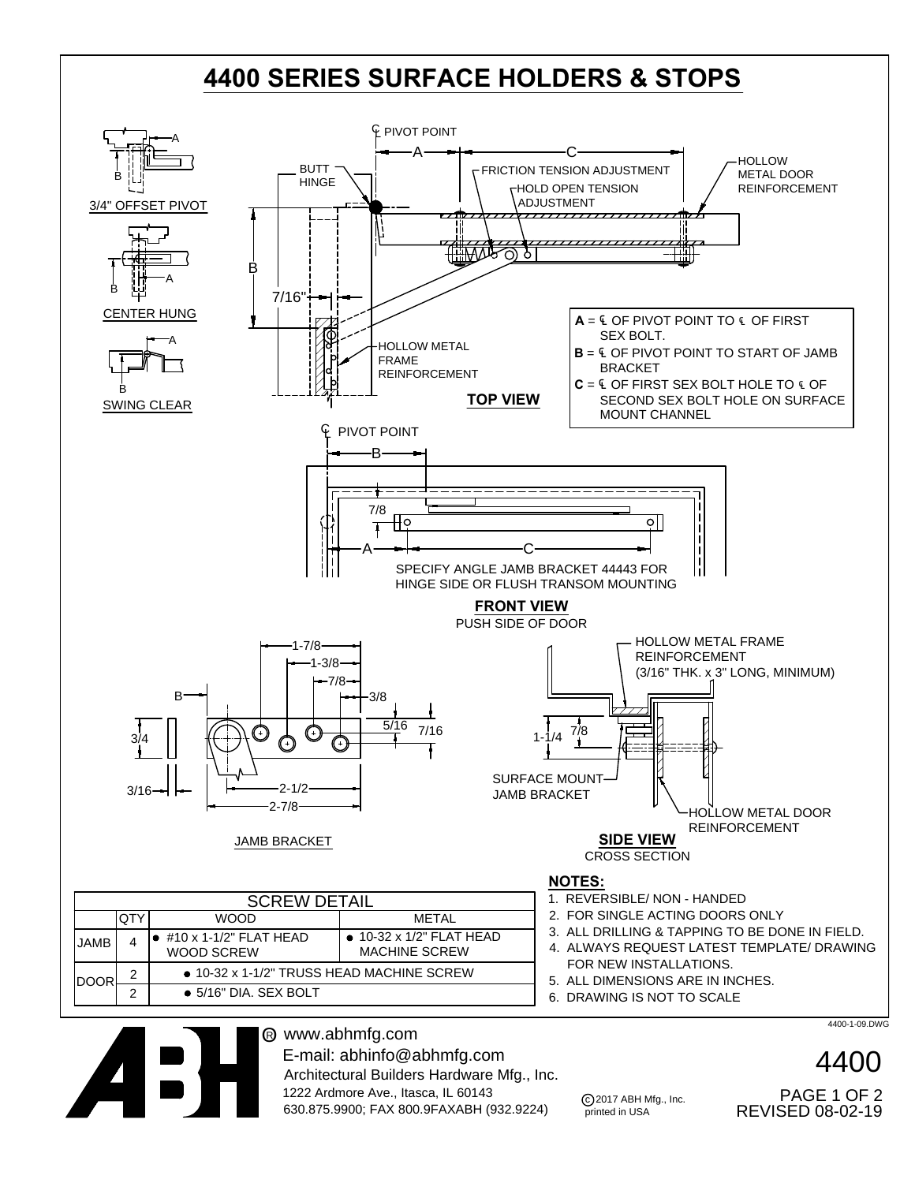# 4400 SERIES SURFACE HOLDERS & STOPS

3/4" OFFSET PIVOT

CENTER HUNG

SWING CLEAR

℄ PIVOT POINT

BUTT HINGE

FRICTION TENSION ADJUSTMENT

HOLD OPEN TENSION ADJUSTMENT

HOLLOW METAL DOOR REINFORCEMENT

7/16"

HOLLOW METAL FRAME REINFORCEMENT

**TOP VIEW**

**A** = ℄ OF PIVOT POINT TO ℄ OF FIRST SEX BOLT.
**B** = ℄ OF PIVOT POINT TO START OF JAMB BRACKET
**C** = ℄ OF FIRST SEX BOLT HOLE TO ℄ OF SECOND SEX BOLT HOLE ON SURFACE MOUNT CHANNEL

℄ PIVOT POINT

7/8

SPECIFY ANGLE JAMB BRACKET 44443 FOR HINGE SIDE OR FLUSH TRANSOM MOUNTING

**FRONT VIEW**
PUSH SIDE OF DOOR

1-7/8, 1-3/8, 7/8, 3/8, 5/16, 7/16, 3/4, 3/16, 2-1/2, 2-7/8

JAMB BRACKET

HOLLOW METAL FRAME REINFORCEMENT (3/16" THK. x 3" LONG, MINIMUM)

1-1/4, 7/8

SURFACE MOUNT JAMB BRACKET

HOLLOW METAL DOOR REINFORCEMENT

**SIDE VIEW**
CROSS SECTION

| SCREW DETAIL | | | |
|---|---|---|---|
| | QTY | WOOD | METAL |
| JAMB | 4 | • #10 x 1-1/2" FLAT HEAD WOOD SCREW | • 10-32 x 1/2" FLAT HEAD MACHINE SCREW |
| DOOR | 2 | • 10-32 x 1-1/2" TRUSS HEAD MACHINE SCREW | |
| | 2 | • 5/16" DIA. SEX BOLT | |

**NOTES:**

1. REVERSIBLE/ NON - HANDED
2. FOR SINGLE ACTING DOORS ONLY
3. ALL DRILLING & TAPPING TO BE DONE IN FIELD.
4. ALWAYS REQUEST LATEST TEMPLATE/ DRAWING FOR NEW INSTALLATIONS.
5. ALL DIMENSIONS ARE IN INCHES.
6. DRAWING IS NOT TO SCALE

4400-1-09.DWG

www.abhmfg.com
E-mail: abhinfo@abhmfg.com
Architectural Builders Hardware Mfg., Inc.
1222 Ardmore Ave., Itasca, IL 60143
630.875.9900; FAX 800.9FAXABH (932.9224)

©2017 ABH Mfg., Inc. printed in USA

4400

REVISED 08-02-19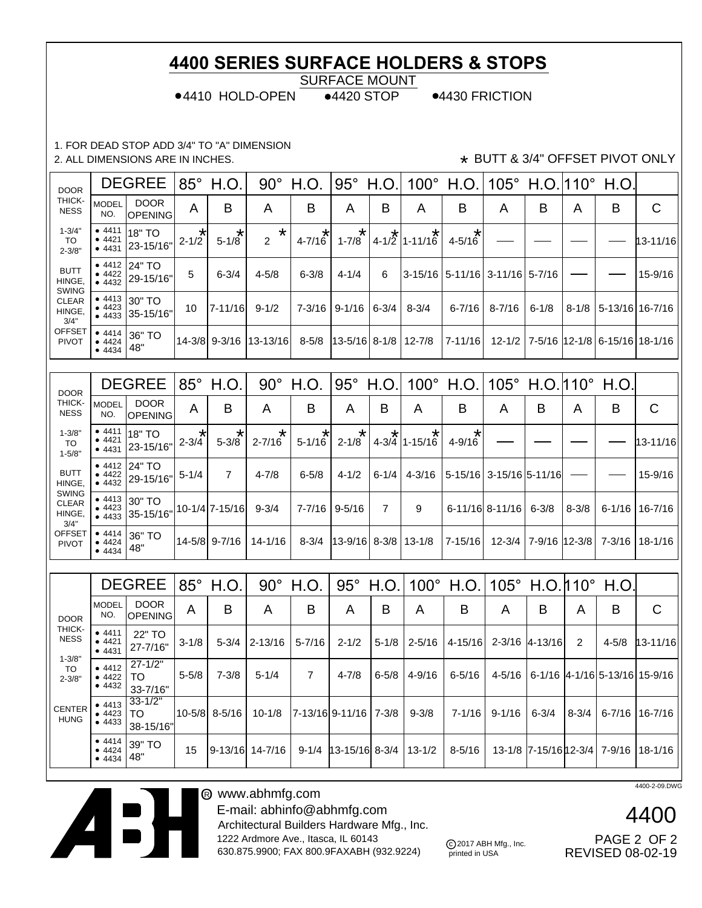# 4400 SERIES SURFACE HOLDERS & STOPS

SURFACE MOUNT

• 4410 HOLD-OPEN • 4420 STOP • 4430 FRICTION

1. FOR DEAD STOP ADD 3/4" TO "A" DIMENSION
2. ALL DIMENSIONS ARE IN INCHES.

* BUTT & 3/4" OFFSET PIVOT ONLY

| DOOR THICKNESS | DEGREE | | 85° H.O. | | 90° H.O. | | 95° H.O. | | 100° H.O. | | 105° H.O. | | 110° H.O. | | |
|---|---|---|---|---|---|---|---|---|---|---|---|---|---|---|---|
| | MODEL NO. | DOOR OPENING | A | B | A | B | A | B | A | B | A | B | A | B | C |
| 1-3/4" TO 2-3/8" BUTT HINGE, SWING CLEAR HINGE, 3/4" OFFSET PIVOT | • 4411 • 4421 • 4431 | 18" TO 23-15/16" | 2-1/2* | 5-1/8* | 2* | 4-7/16* | 1-7/8* | 4-1/2* | 1-11/16* | 4-5/16* | — | — | — | — | 13-11/16 |
| | • 4412 • 4422 • 4432 | 24" TO 29-15/16" | 5 | 6-3/4 | 4-5/8 | 6-3/8 | 4-1/4 | 6 | 3-15/16 | 5-11/16 | 3-11/16 | 5-7/16 | — | — | 15-9/16 |
| | • 4413 • 4423 • 4433 | 30" TO 35-15/16" | 10 | 7-11/16 | 9-1/2 | 7-3/16 | 9-1/16 | 6-3/4 | 8-3/4 | 6-7/16 | 8-7/16 | 6-1/8 | 8-1/8 | 5-13/16 | 16-7/16 |
| | • 4414 • 4424 • 4434 | 36" TO 48" | 14-3/8 | 9-3/16 | 13-13/16 | 8-5/8 | 13-5/16 | 8-1/8 | 12-7/8 | 7-11/16 | 12-1/2 | 7-5/16 | 12-1/8 | 6-15/16 | 18-1/16 |

| DOOR THICKNESS | DEGREE | | 85° H.O. | | 90° H.O. | | 95° H.O. | | 100° H.O. | | 105° H.O. | | 110° H.O. | | |
|---|---|---|---|---|---|---|---|---|---|---|---|---|---|---|---|
| | MODEL NO. | DOOR OPENING | A | B | A | B | A | B | A | B | A | B | A | B | C |
| 1-3/8" TO 1-5/8" BUTT HINGE, SWING CLEAR HINGE, 3/4" OFFSET PIVOT | • 4411 • 4421 • 4431 | 18" TO 23-15/16" | 2-3/4* | 5-3/8* | 2-7/16* | 5-1/16* | 2-1/8* | 4-3/4* | 1-15/16* | 4-9/16* | — | — | — | — | 13-11/16 |
| | • 4412 • 4422 • 4432 | 24" TO 29-15/16" | 5-1/4 | 7 | 4-7/8 | 6-5/8 | 4-1/2 | 6-1/4 | 4-3/16 | 5-15/16 | 3-15/16 | 5-11/16 | — | — | 15-9/16 |
| | • 4413 • 4423 • 4433 | 30" TO 35-15/16" | 10-1/4 | 7-15/16 | 9-3/4 | 7-7/16 | 9-5/16 | 7 | 9 | 6-11/16 | 8-11/16 | 6-3/8 | 8-3/8 | 6-1/16 | 16-7/16 |
| | • 4414 • 4424 • 4434 | 36" TO 48" | 14-5/8 | 9-7/16 | 14-1/16 | 8-3/4 | 13-9/16 | 8-3/8 | 13-1/8 | 7-15/16 | 12-3/4 | 7-9/16 | 12-3/8 | 7-3/16 | 18-1/16 |

| DOOR THICKNESS | DEGREE | | 85° H.O. | | 90° H.O. | | 95° H.O. | | 100° H.O. | | 105° H.O. | | 110° H.O. | | |
|---|---|---|---|---|---|---|---|---|---|---|---|---|---|---|---|
| | MODEL NO. | DOOR OPENING | A | B | A | B | A | B | A | B | A | B | A | B | C |
| 1-3/8" TO 2-3/8" CENTER HUNG | • 4411 • 4421 • 4431 | 22" TO 27-7/16" | 3-1/8 | 5-3/4 | 2-13/16 | 5-7/16 | 2-1/2 | 5-1/8 | 2-5/16 | 4-15/16 | 2-3/16 | 4-13/16 | 2 | 4-5/8 | 13-11/16 |
| | • 4412 • 4422 • 4432 | 27-1/2" TO 33-7/16" | 5-5/8 | 7-3/8 | 5-1/4 | 7 | 4-7/8 | 6-5/8 | 4-9/16 | 6-5/16 | 4-5/16 | 6-1/16 | 4-1/16 | 5-13/16 | 15-9/16 |
| | • 4413 • 4423 • 4433 | 33-1/2" TO 38-15/16" | 10-5/8 | 8-5/16 | 10-1/8 | 7-13/16 | 9-11/16 | 7-3/8 | 9-3/8 | 7-1/16 | 9-1/16 | 6-3/4 | 8-3/4 | 6-7/16 | 16-7/16 |
| | • 4414 • 4424 • 4434 | 39" TO 48" | 15 | 9-13/16 | 14-7/16 | 9-1/4 | 13-15/16 | 8-3/4 | 13-1/2 | 8-5/16 | 13-1/8 | 7-15/16 | 12-3/4 | 7-9/16 | 18-1/16 |

4400-2-09.DWG

ABH® www.abhmfg.com
E-mail: abhinfo@abhmfg.com
Architectural Builders Hardware Mfg., Inc.
1222 Ardmore Ave., Itasca, IL 60143
630.875.9900; FAX 800.9FAXABH (932.9224)

©2017 ABH Mfg., Inc. printed in USA

4400

REVISED 08-02-19